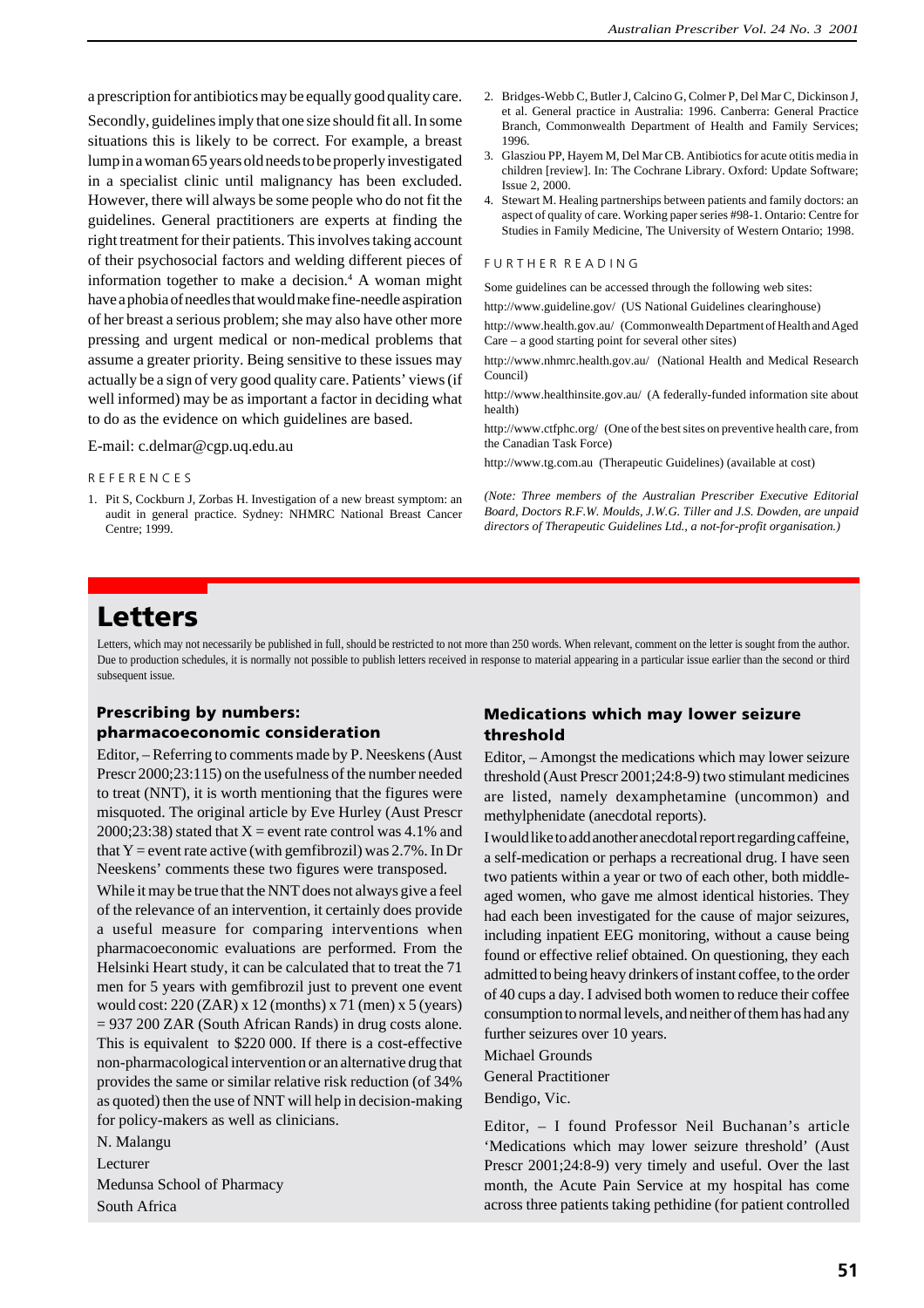a prescription for antibiotics may be equally good quality care.

Secondly, guidelines imply that one size should fit all. In some situations this is likely to be correct. For example, a breast lump in a woman 65 years old needs to be properly investigated in a specialist clinic until malignancy has been excluded. However, there will always be some people who do not fit the guidelines. General practitioners are experts at finding the right treatment for their patients. This involves taking account of their psychosocial factors and welding different pieces of information together to make a decision.[4] A woman might have a phobia of needles that would make fine-needle aspiration of her breast a serious problem; she may also have other more pressing and urgent medical or non-medical problems that assume a greater priority. Being sensitive to these issues may actually be a sign of very good quality care. Patients' views (if well informed) may be as important a factor in deciding what to do as the evidence on which guidelines are based.

E-mail: c.delmar@cgp.uq.edu.au

### REFERENCES

1. Pit S, Cockburn J, Zorbas H. Investigation of a new breast symptom: an audit in general practice. Sydney: NHMRC National Breast Cancer Centre; 1999.
2. Bridges-Webb C, Butler J, Calcino G, Colmer P, Del Mar C, Dickinson J, et al. General practice in Australia: 1996. Canberra: General Practice Branch, Commonwealth Department of Health and Family Services; 1996.
3. Glasziou PP, Hayem M, Del Mar CB. Antibiotics for acute otitis media in children [review]. In: The Cochrane Library. Oxford: Update Software; Issue 2, 2000.
4. Stewart M. Healing partnerships between patients and family doctors: an aspect of quality of care. Working paper series #98-1. Ontario: Centre for Studies in Family Medicine, The University of Western Ontario; 1998.

### FURTHER READING

Some guidelines can be accessed through the following web sites:

http://www.guideline.gov/ (US National Guidelines clearinghouse)

http://www.health.gov.au/ (Commonwealth Department of Health and Aged Care – a good starting point for several other sites)

http://www.nhmrc.health.gov.au/ (National Health and Medical Research Council)

http://www.healthinsite.gov.au/ (A federally-funded information site about health)

http://www.ctfphc.org/ (One of the best sites on preventive health care, from the Canadian Task Force)

http://www.tg.com.au (Therapeutic Guidelines) (available at cost)

*(Note: Three members of the Australian Prescriber Executive Editorial Board, Doctors R.F.W. Moulds, J.W.G. Tiller and J.S. Dowden, are unpaid directors of Therapeutic Guidelines Ltd., a not-for-profit organisation.)*

# Letters

Letters, which may not necessarily be published in full, should be restricted to not more than 250 words. When relevant, comment on the letter is sought from the author. Due to production schedules, it is normally not possible to publish letters received in response to material appearing in a particular issue earlier than the second or third subsequent issue.

## Prescribing by numbers: pharmacoeconomic consideration

Editor, – Referring to comments made by P. Neeskens (Aust Prescr 2000;23:115) on the usefulness of the number needed to treat (NNT), it is worth mentioning that the figures were misquoted. The original article by Eve Hurley (Aust Prescr 2000;23:38) stated that X = event rate control was 4.1% and that Y = event rate active (with gemfibrozil) was 2.7%. In Dr Neeskens' comments these two figures were transposed.

While it may be true that the NNT does not always give a feel of the relevance of an intervention, it certainly does provide a useful measure for comparing interventions when pharmacoeconomic evaluations are performed. From the Helsinki Heart study, it can be calculated that to treat the 71 men for 5 years with gemfibrozil just to prevent one event would cost: 220 (ZAR) x 12 (months) x 71 (men) x 5 (years) = 937 200 ZAR (South African Rands) in drug costs alone. This is equivalent to $220 000. If there is a cost-effective non-pharmacological intervention or an alternative drug that provides the same or similar relative risk reduction (of 34% as quoted) then the use of NNT will help in decision-making for policy-makers as well as clinicians.

N. Malangu

Lecturer

Medunsa School of Pharmacy

South Africa

## Medications which may lower seizure threshold

Editor, – Amongst the medications which may lower seizure threshold (Aust Prescr 2001;24:8-9) two stimulant medicines are listed, namely dexamphetamine (uncommon) and methylphenidate (anecdotal reports).

I would like to add another anecdotal report regarding caffeine, a self-medication or perhaps a recreational drug. I have seen two patients within a year or two of each other, both middle-aged women, who gave me almost identical histories. They had each been investigated for the cause of major seizures, including inpatient EEG monitoring, without a cause being found or effective relief obtained. On questioning, they each admitted to being heavy drinkers of instant coffee, to the order of 40 cups a day. I advised both women to reduce their coffee consumption to normal levels, and neither of them has had any further seizures over 10 years.

Michael Grounds

General Practitioner

Bendigo, Vic.

Editor, – I found Professor Neil Buchanan's article 'Medications which may lower seizure threshold' (Aust Prescr 2001;24:8-9) very timely and useful. Over the last month, the Acute Pain Service at my hospital has come across three patients taking pethidine (for patient controlled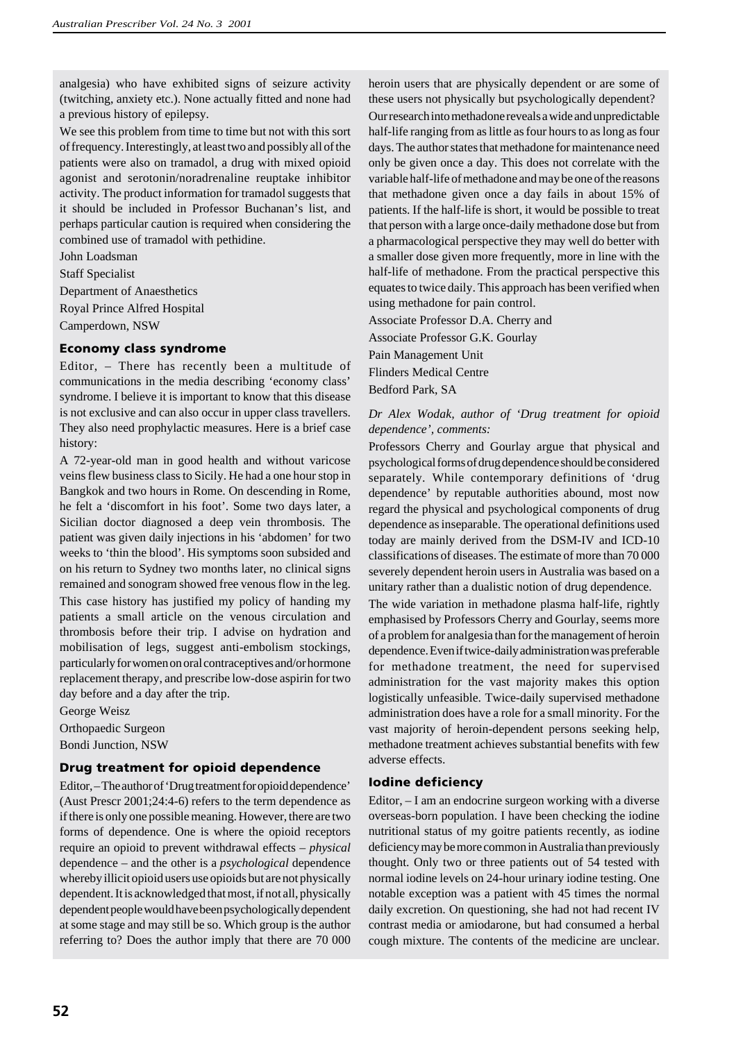analgesia) who have exhibited signs of seizure activity (twitching, anxiety etc.). None actually fitted and none had a previous history of epilepsy.

We see this problem from time to time but not with this sort of frequency. Interestingly, at least two and possibly all of the patients were also on tramadol, a drug with mixed opioid agonist and serotonin/noradrenaline reuptake inhibitor activity. The product information for tramadol suggests that it should be included in Professor Buchanan's list, and perhaps particular caution is required when considering the combined use of tramadol with pethidine.

John Loadsman
Staff Specialist
Department of Anaesthetics
Royal Prince Alfred Hospital
Camperdown, NSW

## Economy class syndrome

Editor, – There has recently been a multitude of communications in the media describing 'economy class' syndrome. I believe it is important to know that this disease is not exclusive and can also occur in upper class travellers. They also need prophylactic measures. Here is a brief case history:

A 72-year-old man in good health and without varicose veins flew business class to Sicily. He had a one hour stop in Bangkok and two hours in Rome. On descending in Rome, he felt a 'discomfort in his foot'. Some two days later, a Sicilian doctor diagnosed a deep vein thrombosis. The patient was given daily injections in his 'abdomen' for two weeks to 'thin the blood'. His symptoms soon subsided and on his return to Sydney two months later, no clinical signs remained and sonogram showed free venous flow in the leg.

This case history has justified my policy of handing my patients a small article on the venous circulation and thrombosis before their trip. I advise on hydration and mobilisation of legs, suggest anti-embolism stockings, particularly for women on oral contraceptives and/or hormone replacement therapy, and prescribe low-dose aspirin for two day before and a day after the trip.

George Weisz
Orthopaedic Surgeon
Bondi Junction, NSW

## Drug treatment for opioid dependence

Editor, – The author of 'Drug treatment for opioid dependence' (Aust Prescr 2001;24:4-6) refers to the term dependence as if there is only one possible meaning. However, there are two forms of dependence. One is where the opioid receptors require an opioid to prevent withdrawal effects – *physical* dependence – and the other is a *psychological* dependence whereby illicit opioid users use opioids but are not physically dependent. It is acknowledged that most, if not all, physically dependent people would have been psychologically dependent at some stage and may still be so. Which group is the author referring to? Does the author imply that there are 70 000 heroin users that are physically dependent or are some of these users not physically but psychologically dependent?

Our research into methadone reveals a wide and unpredictable half-life ranging from as little as four hours to as long as four days. The author states that methadone for maintenance need only be given once a day. This does not correlate with the variable half-life of methadone and may be one of the reasons that methadone given once a day fails in about 15% of patients. If the half-life is short, it would be possible to treat that person with a large once-daily methadone dose but from a pharmacological perspective they may well do better with a smaller dose given more frequently, more in line with the half-life of methadone. From the practical perspective this equates to twice daily. This approach has been verified when using methadone for pain control.

Associate Professor D.A. Cherry and
Associate Professor G.K. Gourlay
Pain Management Unit
Flinders Medical Centre
Bedford Park, SA

*Dr Alex Wodak, author of 'Drug treatment for opioid dependence', comments:*

Professors Cherry and Gourlay argue that physical and psychological forms of drug dependence should be considered separately. While contemporary definitions of 'drug dependence' by reputable authorities abound, most now regard the physical and psychological components of drug dependence as inseparable. The operational definitions used today are mainly derived from the DSM-IV and ICD-10 classifications of diseases. The estimate of more than 70 000 severely dependent heroin users in Australia was based on a unitary rather than a dualistic notion of drug dependence.

The wide variation in methadone plasma half-life, rightly emphasised by Professors Cherry and Gourlay, seems more of a problem for analgesia than for the management of heroin dependence. Even if twice-daily administration was preferable for methadone treatment, the need for supervised administration for the vast majority makes this option logistically unfeasible. Twice-daily supervised methadone administration does have a role for a small minority. For the vast majority of heroin-dependent persons seeking help, methadone treatment achieves substantial benefits with few adverse effects.

## Iodine deficiency

Editor, – I am an endocrine surgeon working with a diverse overseas-born population. I have been checking the iodine nutritional status of my goitre patients recently, as iodine deficiency may be more common in Australia than previously thought. Only two or three patients out of 54 tested with normal iodine levels on 24-hour urinary iodine testing. One notable exception was a patient with 45 times the normal daily excretion. On questioning, she had not had recent IV contrast media or amiodarone, but had consumed a herbal cough mixture. The contents of the medicine are unclear.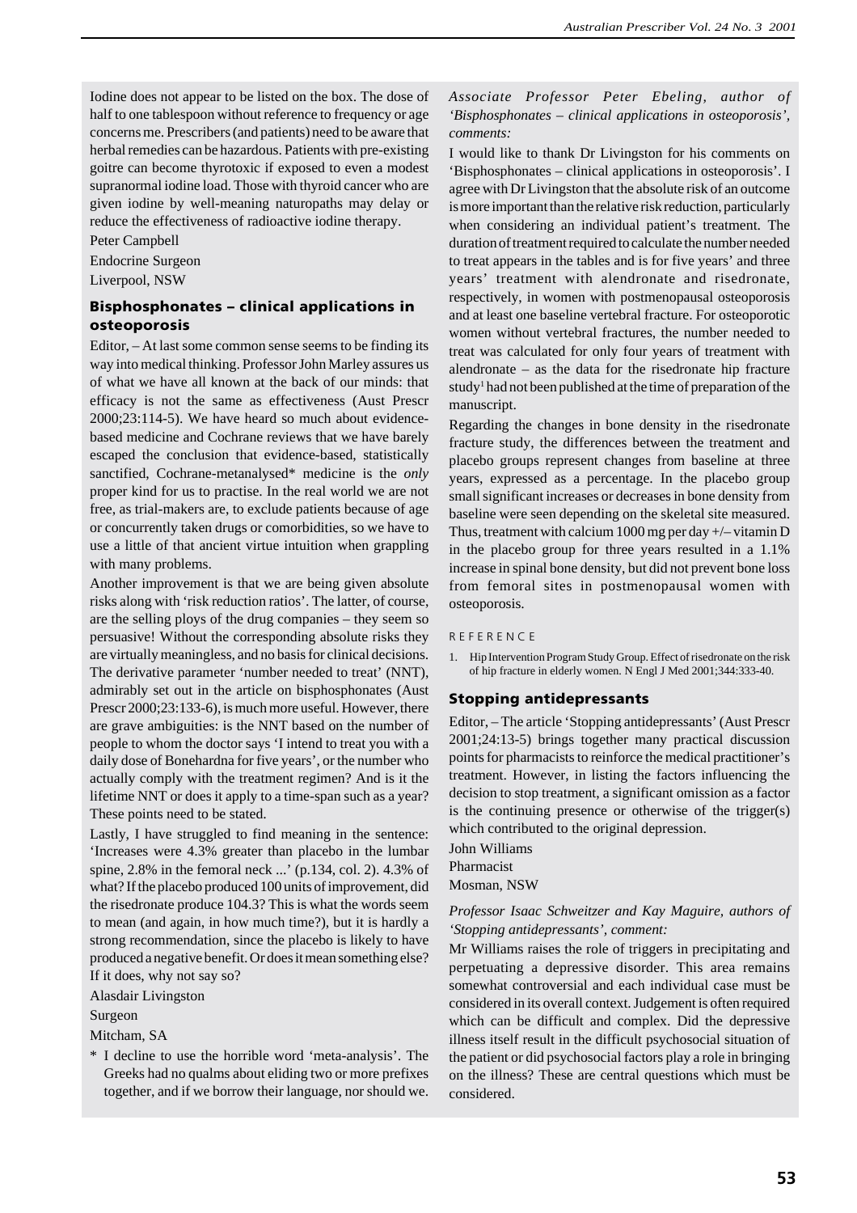Iodine does not appear to be listed on the box. The dose of half to one tablespoon without reference to frequency or age concerns me. Prescribers (and patients) need to be aware that herbal remedies can be hazardous. Patients with pre-existing goitre can become thyrotoxic if exposed to even a modest supranormal iodine load. Those with thyroid cancer who are given iodine by well-meaning naturopaths may delay or reduce the effectiveness of radioactive iodine therapy.

Peter Campbell

Endocrine Surgeon

Liverpool, NSW

### Bisphosphonates – clinical applications in osteoporosis

Editor, – At last some common sense seems to be finding its way into medical thinking. Professor John Marley assures us of what we have all known at the back of our minds: that efficacy is not the same as effectiveness (Aust Prescr 2000;23:114-5). We have heard so much about evidence-based medicine and Cochrane reviews that we have barely escaped the conclusion that evidence-based, statistically sanctified, Cochrane-metanalysed* medicine is the *only* proper kind for us to practise. In the real world we are not free, as trial-makers are, to exclude patients because of age or concurrently taken drugs or comorbidities, so we have to use a little of that ancient virtue intuition when grappling with many problems.

Another improvement is that we are being given absolute risks along with 'risk reduction ratios'. The latter, of course, are the selling ploys of the drug companies – they seem so persuasive! Without the corresponding absolute risks they are virtually meaningless, and no basis for clinical decisions. The derivative parameter 'number needed to treat' (NNT), admirably set out in the article on bisphosphonates (Aust Prescr 2000;23:133-6), is much more useful. However, there are grave ambiguities: is the NNT based on the number of people to whom the doctor says 'I intend to treat you with a daily dose of Bonehardna for five years', or the number who actually comply with the treatment regimen? And is it the lifetime NNT or does it apply to a time-span such as a year? These points need to be stated.

Lastly, I have struggled to find meaning in the sentence: 'Increases were 4.3% greater than placebo in the lumbar spine, 2.8% in the femoral neck ...' (p.134, col. 2). 4.3% of what? If the placebo produced 100 units of improvement, did the risedronate produce 104.3? This is what the words seem to mean (and again, in how much time?), but it is hardly a strong recommendation, since the placebo is likely to have produced a negative benefit. Or does it mean something else? If it does, why not say so?

Alasdair Livingston

Surgeon

Mitcham, SA

\* I decline to use the horrible word 'meta-analysis'. The Greeks had no qualms about eliding two or more prefixes together, and if we borrow their language, nor should we.

*Associate Professor Peter Ebeling, author of 'Bisphosphonates – clinical applications in osteoporosis', comments:*

I would like to thank Dr Livingston for his comments on 'Bisphosphonates – clinical applications in osteoporosis'. I agree with Dr Livingston that the absolute risk reduction of an outcome is more important than the relative risk reduction, particularly when considering an individual patient's treatment. The duration of treatment required to calculate the number needed to treat appears in the tables and is for five years' and three years' treatment with alendronate and risedronate, respectively, in women with postmenopausal osteoporosis and at least one baseline vertebral fracture. For osteoporotic women without vertebral fractures, the number needed to treat was calculated for only four years of treatment with alendronate – as the data for the risedronate hip fracture study[1] had not been published at the time of preparation of the manuscript.

Regarding the changes in bone density in the risedronate fracture study, the differences between the treatment and placebo groups represent changes from baseline at three years, expressed as a percentage. In the placebo group small significant increases or decreases in bone density from baseline were seen depending on the skeletal site measured. Thus, treatment with calcium 1000 mg per day +/– vitamin D in the placebo group for three years resulted in a 1.1% increase in spinal bone density, but did not prevent bone loss from femoral sites in postmenopausal women with osteoporosis.

REFERENCE

1. Hip Intervention Program Study Group. Effect of risedronate on the risk of hip fracture in elderly women. N Engl J Med 2001;344:333-40.

### Stopping antidepressants

Editor, – The article 'Stopping antidepressants' (Aust Prescr 2001;24:13-5) brings together many practical discussion points for pharmacists to reinforce the medical practitioner's treatment. However, in listing the factors influencing the decision to stop treatment, a significant omission as a factor is the continuing presence or otherwise of the trigger(s) which contributed to the original depression.

John Williams

Pharmacist

Mosman, NSW

*Professor Isaac Schweitzer and Kay Maguire, authors of 'Stopping antidepressants', comment:*

Mr Williams raises the role of triggers in precipitating and perpetuating a depressive disorder. This area remains somewhat controversial and each individual case must be considered in its overall context. Judgement is often required which can be difficult and complex. Did the depressive illness itself result in the difficult psychosocial situation of the patient or did psychosocial factors play a role in bringing on the illness? These are central questions which must be considered.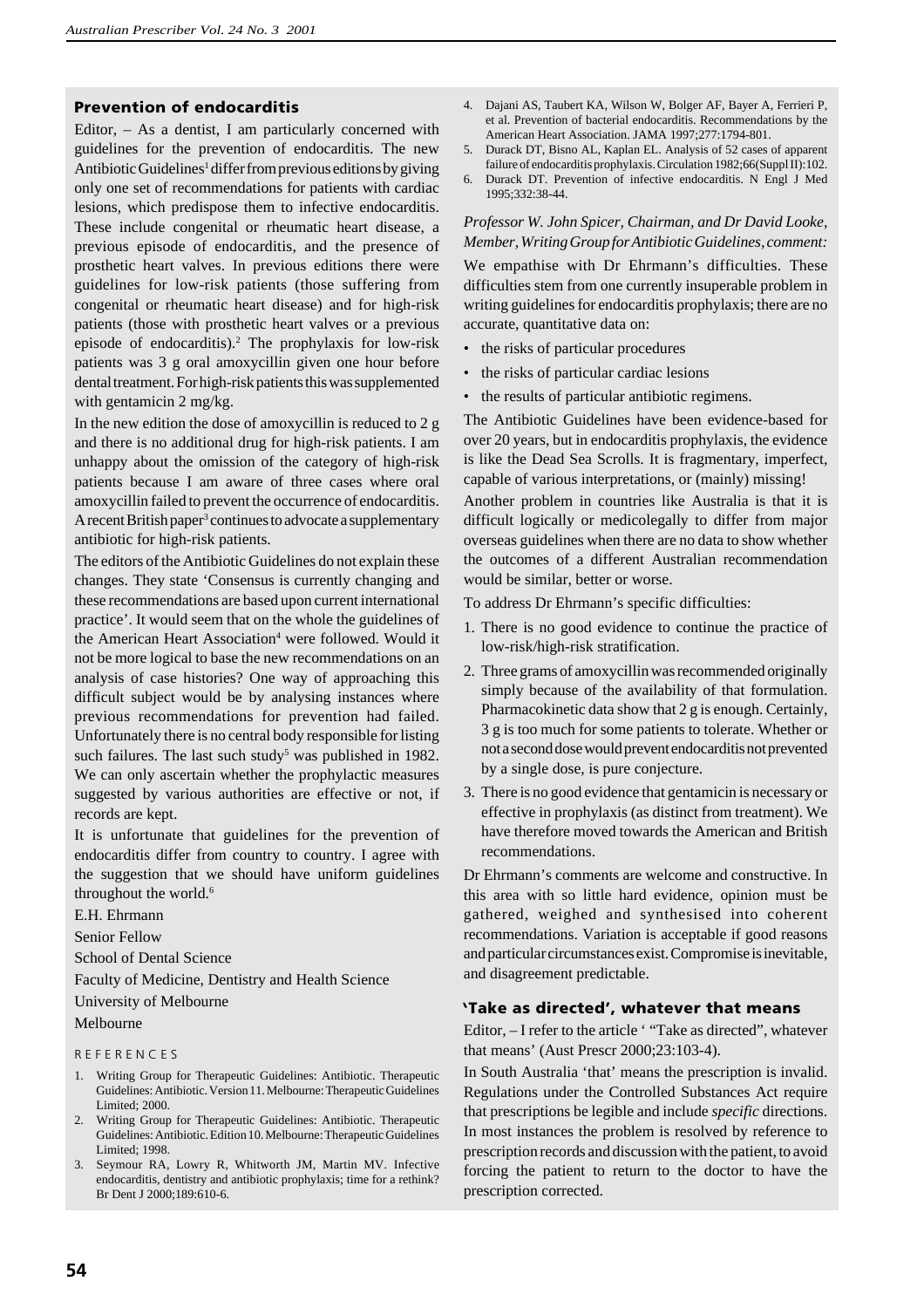## Prevention of endocarditis

Editor, – As a dentist, I am particularly concerned with guidelines for the prevention of endocarditis. The new Antibiotic Guidelines[1] differ from previous editions by giving only one set of recommendations for patients with cardiac lesions, which predispose them to infective endocarditis. These include congenital or rheumatic heart disease, a previous episode of endocarditis, and the presence of prosthetic heart valves. In previous editions there were guidelines for low-risk patients (those suffering from congenital or rheumatic heart disease) and for high-risk patients (those with prosthetic heart valves or a previous episode of endocarditis).[2] The prophylaxis for low-risk patients was 3 g oral amoxycillin given one hour before dental treatment. For high-risk patients this was supplemented with gentamicin 2 mg/kg.

In the new edition the dose of amoxycillin is reduced to 2 g and there is no additional drug for high-risk patients. I am unhappy about the omission of the category of high-risk patients because I am aware of three cases where oral amoxycillin failed to prevent the occurrence of endocarditis. A recent British paper[3] continues to advocate a supplementary antibiotic for high-risk patients.

The editors of the Antibiotic Guidelines do not explain these changes. They state 'Consensus is currently changing and these recommendations are based upon current international practice'. It would seem that on the whole the guidelines of the American Heart Association[4] were followed. Would it not be more logical to base the new recommendations on an analysis of case histories? One way of approaching this difficult subject would be by analysing instances where previous recommendations for prevention had failed. Unfortunately there is no central body responsible for listing such failures. The last such study[5] was published in 1982. We can only ascertain whether the prophylactic measures suggested by various authorities are effective or not, if records are kept.

It is unfortunate that guidelines for the prevention of endocarditis differ from country to country. I agree with the suggestion that we should have uniform guidelines throughout the world.[6]

E.H. Ehrmann

Senior Fellow

School of Dental Science

Faculty of Medicine, Dentistry and Health Science

University of Melbourne

Melbourne

REFERENCES

1. Writing Group for Therapeutic Guidelines: Antibiotic. Therapeutic Guidelines: Antibiotic. Version 11. Melbourne: Therapeutic Guidelines Limited; 2000.
2. Writing Group for Therapeutic Guidelines: Antibiotic. Therapeutic Guidelines: Antibiotic. Edition 10. Melbourne: Therapeutic Guidelines Limited; 1998.
3. Seymour RA, Lowry R, Whitworth JM, Martin MV. Infective endocarditis, dentistry and antibiotic prophylaxis; time for a rethink? Br Dent J 2000;189:610-6.
4. Dajani AS, Taubert KA, Wilson W, Bolger AF, Bayer A, Ferrieri P, et al. Prevention of bacterial endocarditis. Recommendations by the American Heart Association. JAMA 1997;277:1794-801.
5. Durack DT, Bisno AL, Kaplan EL. Analysis of 52 cases of apparent failure of endocarditis prophylaxis. Circulation 1982;66(Suppl II):102.
6. Durack DT. Prevention of infective endocarditis. N Engl J Med 1995;332:38-44.

*Professor W. John Spicer, Chairman, and Dr David Looke, Member, Writing Group for Antibiotic Guidelines, comment:*

We empathise with Dr Ehrmann's difficulties. These difficulties stem from one currently insuperable problem in writing guidelines for endocarditis prophylaxis; there are no accurate, quantitative data on:

- the risks of particular procedures
- the risks of particular cardiac lesions
- the results of particular antibiotic regimens.

The Antibiotic Guidelines have been evidence-based for over 20 years, but in endocarditis prophylaxis, the evidence is like the Dead Sea Scrolls. It is fragmentary, imperfect, capable of various interpretations, or (mainly) missing!

Another problem in countries like Australia is that it is difficult logically or medicolegally to differ from major overseas guidelines when there are no data to show whether the outcomes of a different Australian recommendation would be similar, better or worse.

To address Dr Ehrmann's specific difficulties:

1. There is no good evidence to continue the practice of low-risk/high-risk stratification.
2. Three grams of amoxycillin was recommended originally simply because of the availability of that formulation. Pharmacokinetic data show that 2 g is enough. Certainly, 3 g is too much for some patients to tolerate. Whether or not a second dose would prevent endocarditis not prevented by a single dose, is pure conjecture.
3. There is no good evidence that gentamicin is necessary or effective in prophylaxis (as distinct from treatment). We have therefore moved towards the American and British recommendations.

Dr Ehrmann's comments are welcome and constructive. In this area with so little hard evidence, opinion must be gathered, weighed and synthesised into coherent recommendations. Variation is acceptable if good reasons and particular circumstances exist. Compromise is inevitable, and disagreement predictable.

## 'Take as directed', whatever that means

Editor, – I refer to the article ' "Take as directed", whatever that means' (Aust Prescr 2000;23:103-4).

In South Australia 'that' means the prescription is invalid. Regulations under the Controlled Substances Act require that prescriptions be legible and include *specific* directions. In most instances the problem is resolved by reference to prescription records and discussion with the patient, to avoid forcing the patient to return to the doctor to have the prescription corrected.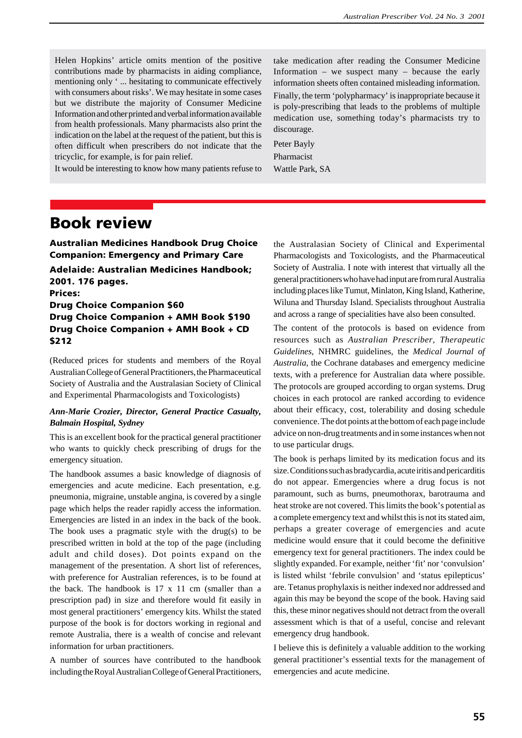Helen Hopkins' article omits mention of the positive contributions made by pharmacists in aiding compliance, mentioning only ' ... hesitating to communicate effectively with consumers about risks'. We may hesitate in some cases but we distribute the majority of Consumer Medicine Information and other printed and verbal information available from health professionals. Many pharmacists also print the indication on the label at the request of the patient, but this is often difficult when prescribers do not indicate that the tricyclic, for example, is for pain relief.

It would be interesting to know how many patients refuse to take medication after reading the Consumer Medicine Information – we suspect many – because the early information sheets often contained misleading information.

Finally, the term 'polypharmacy' is inappropriate because it is poly-prescribing that leads to the problems of multiple medication use, something today's pharmacists try to discourage.

Peter Bayly
Pharmacist
Wattle Park, SA

# Book review

**Australian Medicines Handbook Drug Choice Companion: Emergency and Primary Care**

**Adelaide: Australian Medicines Handbook; 2001. 176 pages.**

**Prices:**
**Drug Choice Companion $60**
**Drug Choice Companion + AMH Book $190**
**Drug Choice Companion + AMH Book + CD $212**

(Reduced prices for students and members of the Royal Australian College of General Practitioners, the Pharmaceutical Society of Australia and the Australasian Society of Clinical and Experimental Pharmacologists and Toxicologists)

***Ann-Marie Crozier, Director, General Practice Casualty, Balmain Hospital, Sydney***

This is an excellent book for the practical general practitioner who wants to quickly check prescribing of drugs for the emergency situation.

The handbook assumes a basic knowledge of diagnosis of emergencies and acute medicine. Each presentation, e.g. pneumonia, migraine, unstable angina, is covered by a single page which helps the reader rapidly access the information. Emergencies are listed in an index in the back of the book. The book uses a pragmatic style with the drug(s) to be prescribed written in bold at the top of the page (including adult and child doses). Dot points expand on the management of the presentation. A short list of references, with preference for Australian references, is to be found at the back. The handbook is 17 x 11 cm (smaller than a prescription pad) in size and therefore would fit easily in most general practitioners' emergency kits. Whilst the stated purpose of the book is for doctors working in regional and remote Australia, there is a wealth of concise and relevant information for urban practitioners.

A number of sources have contributed to the handbook including the Royal Australian College of General Practitioners, the Australasian Society of Clinical and Experimental Pharmacologists and Toxicologists, and the Pharmaceutical Society of Australia. I note with interest that virtually all the general practitioners who have had input are from rural Australia including places like Tumut, Minlaton, King Island, Katherine, Wiluna and Thursday Island. Specialists throughout Australia and across a range of specialities have also been consulted.

The content of the protocols is based on evidence from resources such as *Australian Prescriber*, *Therapeutic Guidelines*, NHMRC guidelines, the *Medical Journal of Australia*, the Cochrane databases and emergency medicine texts, with a preference for Australian data where possible. The protocols are grouped according to organ systems. Drug choices in each protocol are ranked according to evidence about their efficacy, cost, tolerability and dosing schedule convenience. The dot points at the bottom of each page include advice on non-drug treatments and in some instances when not to use particular drugs.

The book is perhaps limited by its medication focus and its size. Conditions such as bradycardia, acute iritis and pericarditis do not appear. Emergencies where a drug focus is not paramount, such as burns, pneumothorax, barotrauma and heat stroke are not covered. This limits the book's potential as a complete emergency text and whilst this is not its stated aim, perhaps a greater coverage of emergencies and acute medicine would ensure that it could become the definitive emergency text for general practitioners. The index could be slightly expanded. For example, neither 'fit' nor 'convulsion' is listed whilst 'febrile convulsion' and 'status epilepticus' are. Tetanus prophylaxis is neither indexed nor addressed and again this may be beyond the scope of the book. Having said this, these minor negatives should not detract from the overall assessment which is that of a useful, concise and relevant emergency drug handbook.

I believe this is definitely a valuable addition to the working general practitioner's essential texts for the management of emergencies and acute medicine.